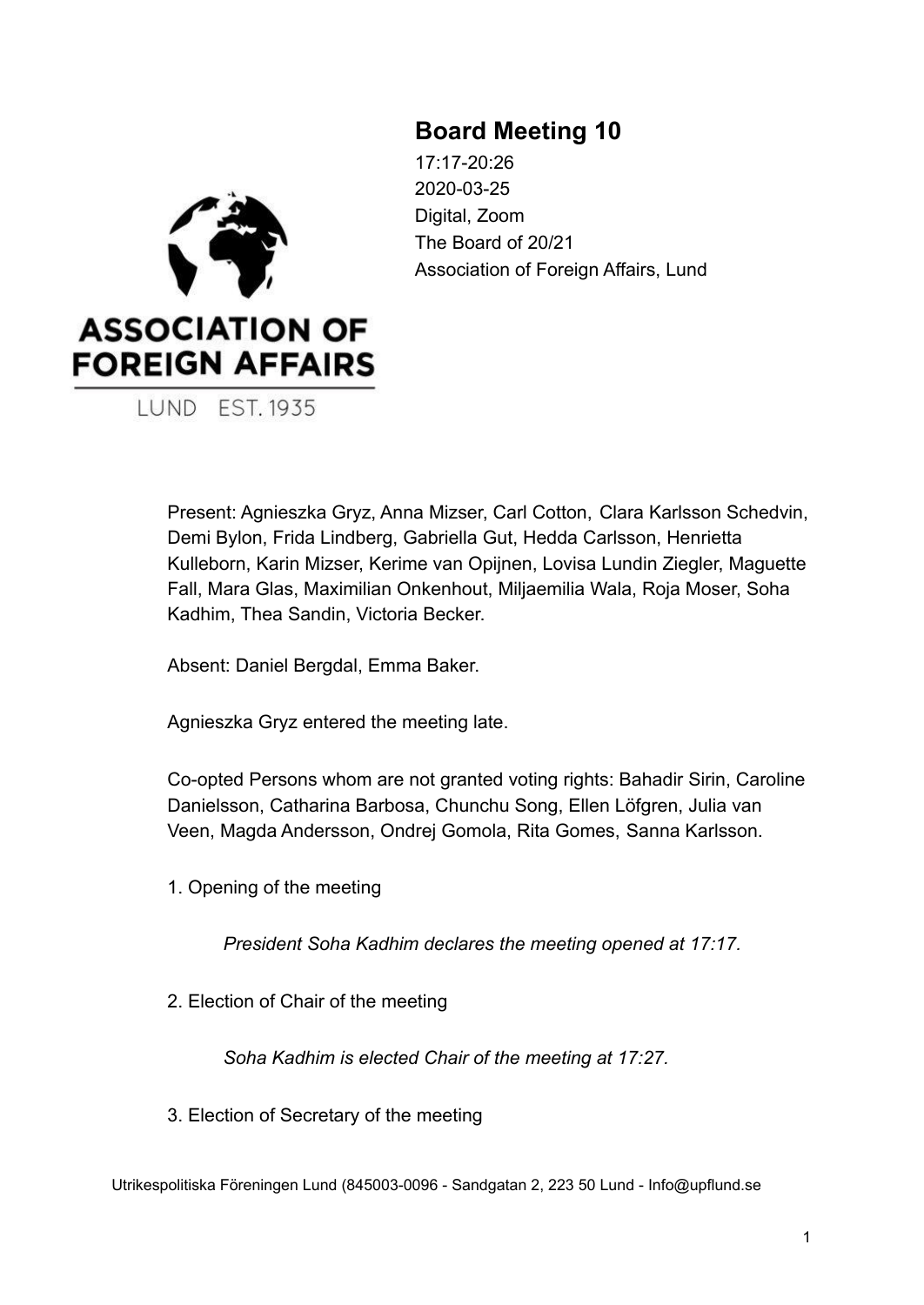# Board Meeting 10

17:17-20:26
2020-03-25
Digital, Zoom
The Board of 20/21
Association of Foreign Affairs, Lund

ASSOCIATION OF FOREIGN AFFAIRS
LUND EST. 1935

Present: Agnieszka Gryz, Anna Mizser, Carl Cotton, Clara Karlsson Schedvin, Demi Bylon, Frida Lindberg, Gabriella Gut, Hedda Carlsson, Henrietta Kulleborn, Karin Mizser, Kerime van Opijnen, Lovisa Lundin Ziegler, Maguette Fall, Mara Glas, Maximilian Onkenhout, Miljaemilia Wala, Roja Moser, Soha Kadhim, Thea Sandin, Victoria Becker.

Absent: Daniel Bergdal, Emma Baker.

Agnieszka Gryz entered the meeting late.

Co-opted Persons whom are not granted voting rights: Bahadir Sirin, Caroline Danielsson, Catharina Barbosa, Chunchu Song, Ellen Löfgren, Julia van Veen, Magda Andersson, Ondrej Gomola, Rita Gomes, Sanna Karlsson.

1. Opening of the meeting

*President Soha Kadhim declares the meeting opened at 17:17.*

2. Election of Chair of the meeting

*Soha Kadhim is elected Chair of the meeting at 17:27.*

3. Election of Secretary of the meeting

Utrikespolitiska Föreningen Lund (845003-0096 - Sandgatan 2, 223 50 Lund - Info@upflund.se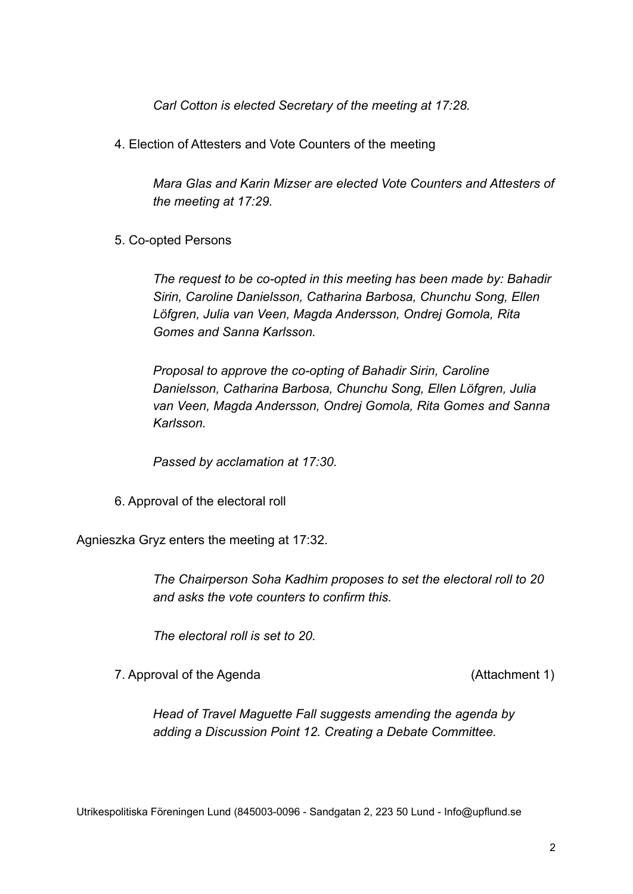*Carl Cotton is elected Secretary of the meeting at 17:28.*

4. Election of Attesters and Vote Counters of the meeting

*Mara Glas and Karin Mizser are elected Vote Counters and Attesters of the meeting at 17:29.*

5. Co-opted Persons

*The request to be co-opted in this meeting has been made by: Bahadir Sirin, Caroline Danielsson, Catharina Barbosa, Chunchu Song, Ellen Löfgren, Julia van Veen, Magda Andersson, Ondrej Gomola, Rita Gomes and Sanna Karlsson.*

*Proposal to approve the co-opting of Bahadir Sirin, Caroline Danielsson, Catharina Barbosa, Chunchu Song, Ellen Löfgren, Julia van Veen, Magda Andersson, Ondrej Gomola, Rita Gomes and Sanna Karlsson.*

*Passed by acclamation at 17:30.*

6. Approval of the electoral roll

Agnieszka Gryz enters the meeting at 17:32.

*The Chairperson Soha Kadhim proposes to set the electoral roll to 20 and asks the vote counters to confirm this.*

*The electoral roll is set to 20.*

7. Approval of the Agenda (Attachment 1)

*Head of Travel Maguette Fall suggests amending the agenda by adding a Discussion Point 12. Creating a Debate Committee.*

Utrikespolitiska Föreningen Lund (845003-0096 - Sandgatan 2, 223 50 Lund - Info@upflund.se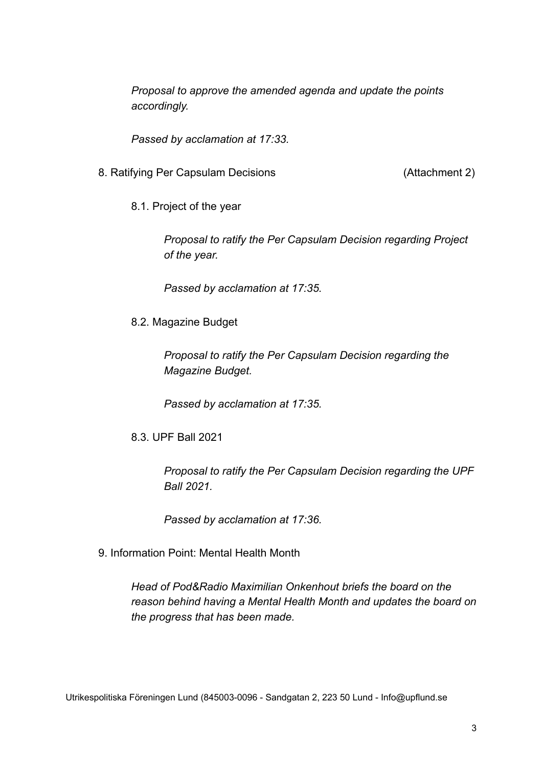*Proposal to approve the amended agenda and update the points accordingly.*

*Passed by acclamation at 17:33.*

8. Ratifying Per Capsulam Decisions (Attachment 2)

8.1. Project of the year

*Proposal to ratify the Per Capsulam Decision regarding Project of the year.*

*Passed by acclamation at 17:35.*

8.2. Magazine Budget

*Proposal to ratify the Per Capsulam Decision regarding the Magazine Budget.*

*Passed by acclamation at 17:35.*

8.3. UPF Ball 2021

*Proposal to ratify the Per Capsulam Decision regarding the UPF Ball 2021.*

*Passed by acclamation at 17:36.*

9. Information Point: Mental Health Month

*Head of Pod&Radio Maximilian Onkenhout briefs the board on the reason behind having a Mental Health Month and updates the board on the progress that has been made.*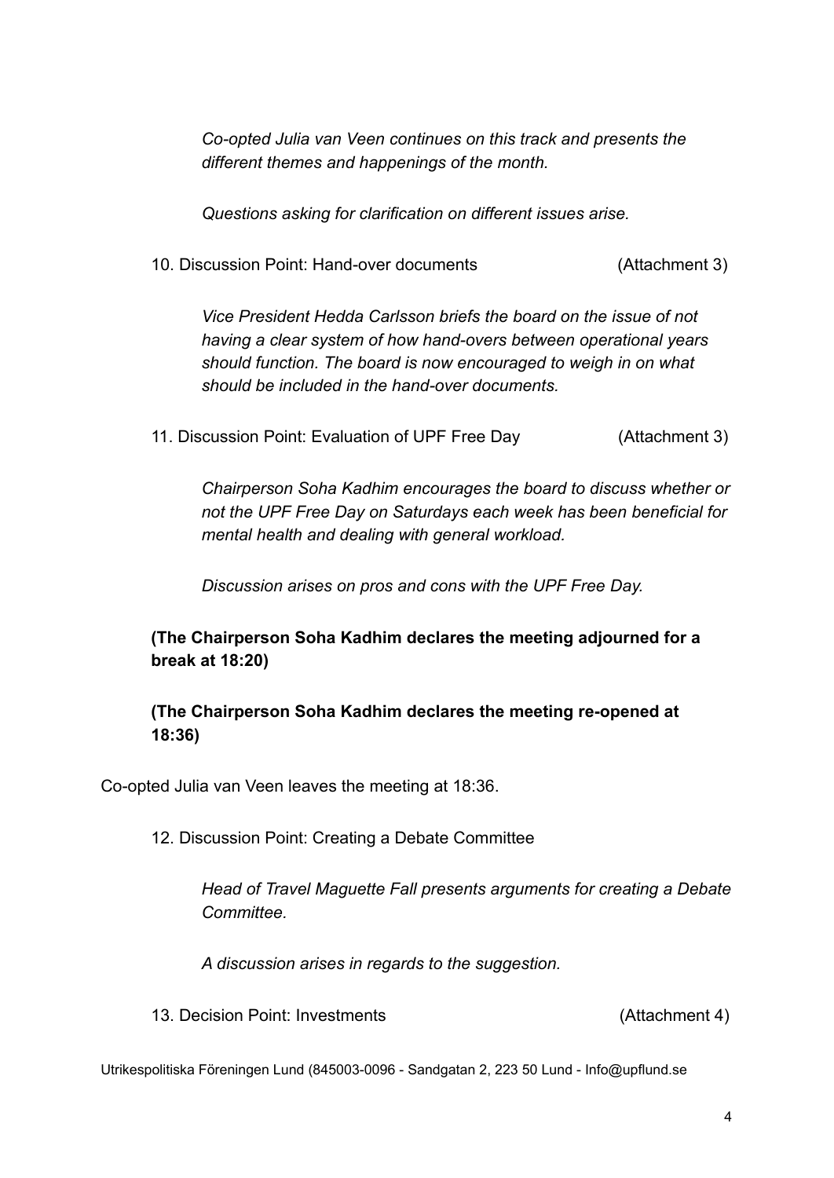*Co-opted Julia van Veen continues on this track and presents the different themes and happenings of the month.*

*Questions asking for clarification on different issues arise.*

10. Discussion Point: Hand-over documents (Attachment 3)

*Vice President Hedda Carlsson briefs the board on the issue of not having a clear system of how hand-overs between operational years should function. The board is now encouraged to weigh in on what should be included in the hand-over documents.*

11. Discussion Point: Evaluation of UPF Free Day (Attachment 3)

*Chairperson Soha Kadhim encourages the board to discuss whether or not the UPF Free Day on Saturdays each week has been beneficial for mental health and dealing with general workload.*

*Discussion arises on pros and cons with the UPF Free Day.*

**(The Chairperson Soha Kadhim declares the meeting adjourned for a break at 18:20)**

**(The Chairperson Soha Kadhim declares the meeting re-opened at 18:36)**

Co-opted Julia van Veen leaves the meeting at 18:36.

12. Discussion Point: Creating a Debate Committee

*Head of Travel Maguette Fall presents arguments for creating a Debate Committee.*

*A discussion arises in regards to the suggestion.*

13. Decision Point: Investments (Attachment 4)

Utrikespolitiska Föreningen Lund (845003-0096 - Sandgatan 2, 223 50 Lund - Info@upflund.se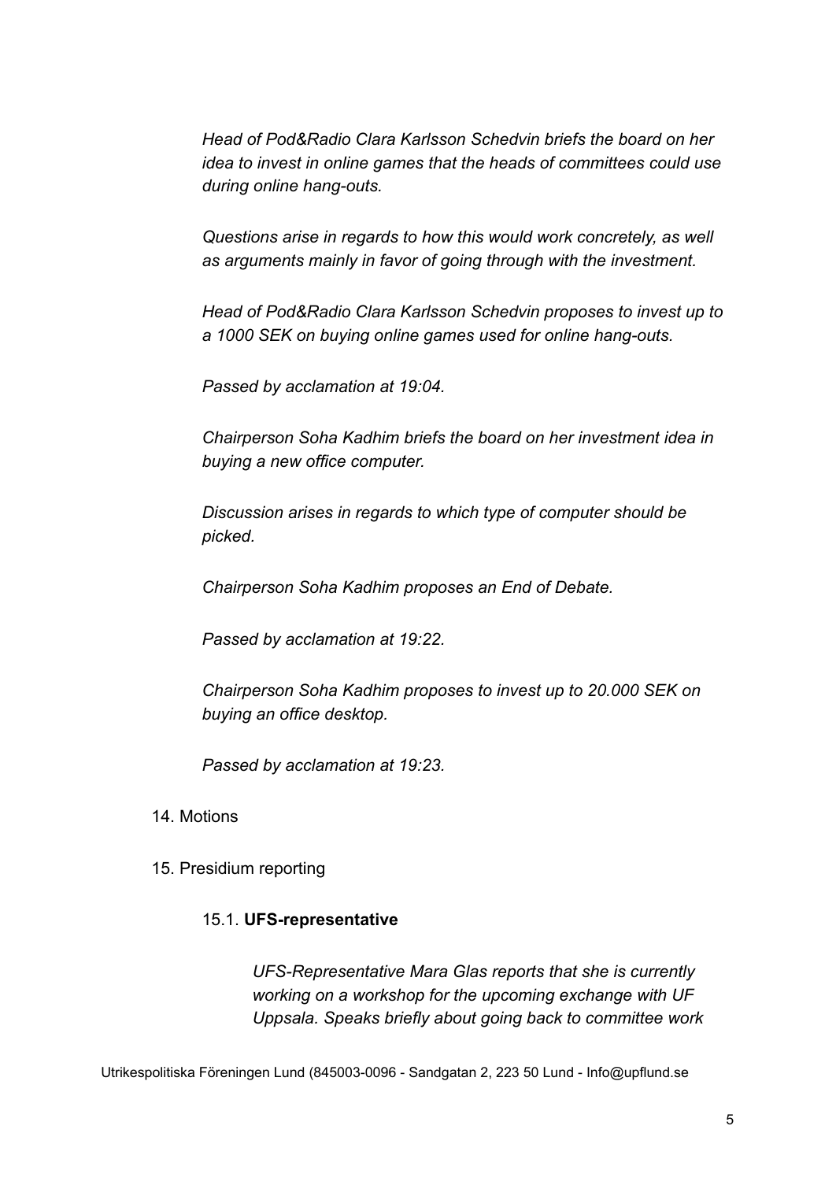*Head of Pod&Radio Clara Karlsson Schedvin briefs the board on her idea to invest in online games that the heads of committees could use during online hang-outs.*

*Questions arise in regards to how this would work concretely, as well as arguments mainly in favor of going through with the investment.*

*Head of Pod&Radio Clara Karlsson Schedvin proposes to invest up to a 1000 SEK on buying online games used for online hang-outs.*

*Passed by acclamation at 19:04.*

*Chairperson Soha Kadhim briefs the board on her investment idea in buying a new office computer.*

*Discussion arises in regards to which type of computer should be picked.*

*Chairperson Soha Kadhim proposes an End of Debate.*

*Passed by acclamation at 19:22.*

*Chairperson Soha Kadhim proposes to invest up to 20.000 SEK on buying an office desktop.*

*Passed by acclamation at 19:23.*

14. Motions

15. Presidium reporting

   15.1. **UFS-representative**

   *UFS-Representative Mara Glas reports that she is currently working on a workshop for the upcoming exchange with UF Uppsala. Speaks briefly about going back to committee work*

Utrikespolitiska Föreningen Lund (845003-0096 - Sandgatan 2, 223 50 Lund - Info@upflund.se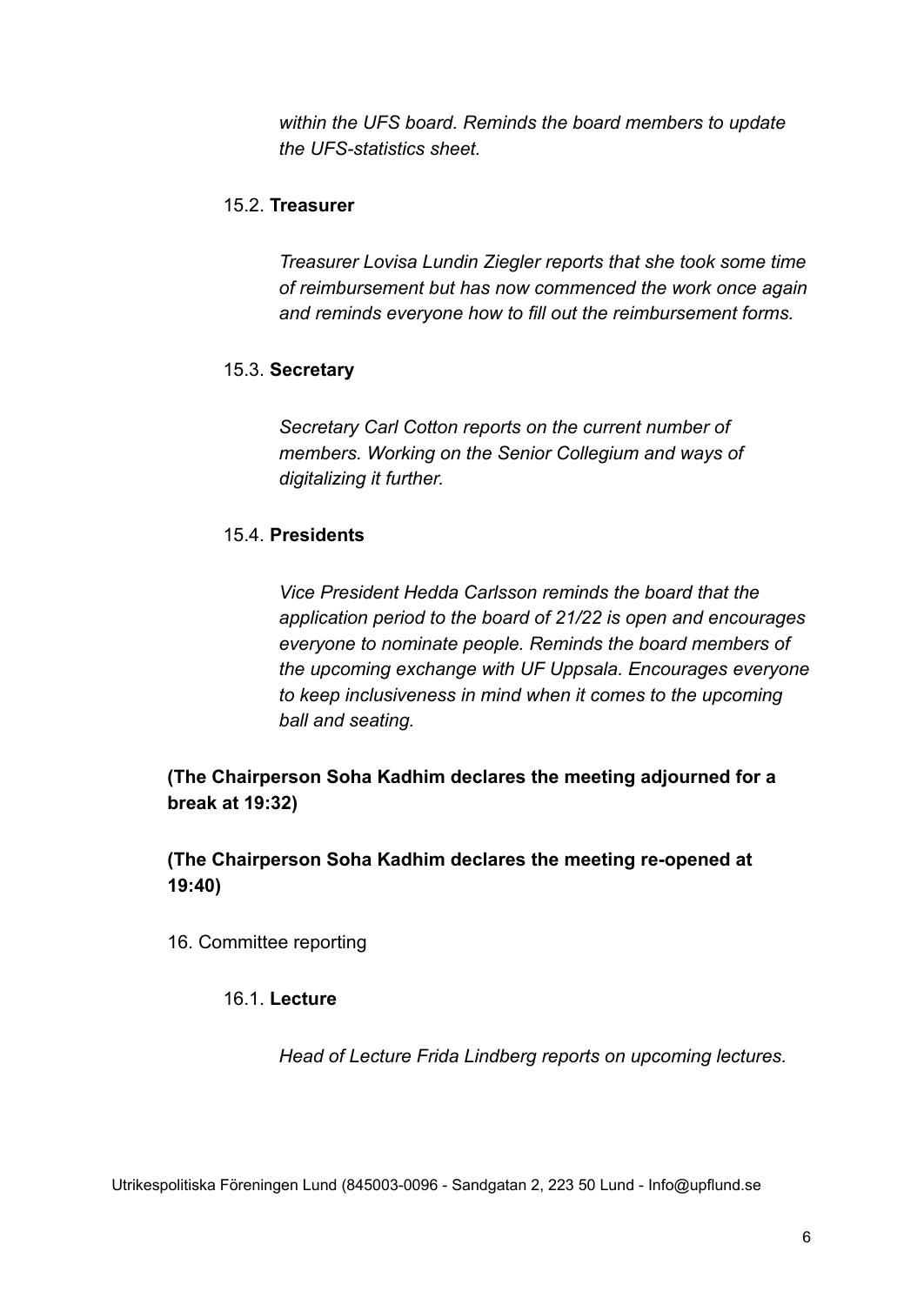*within the UFS board. Reminds the board members to update the UFS-statistics sheet.*

15.2. **Treasurer**

*Treasurer Lovisa Lundin Ziegler reports that she took some time of reimbursement but has now commenced the work once again and reminds everyone how to fill out the reimbursement forms.*

15.3. **Secretary**

*Secretary Carl Cotton reports on the current number of members. Working on the Senior Collegium and ways of digitalizing it further.*

15.4. **Presidents**

*Vice President Hedda Carlsson reminds the board that the application period to the board of 21/22 is open and encourages everyone to nominate people. Reminds the board members of the upcoming exchange with UF Uppsala. Encourages everyone to keep inclusiveness in mind when it comes to the upcoming ball and seating.*

**(The Chairperson Soha Kadhim declares the meeting adjourned for a break at 19:32)**

**(The Chairperson Soha Kadhim declares the meeting re-opened at 19:40)**

16. Committee reporting

16.1. **Lecture**

*Head of Lecture Frida Lindberg reports on upcoming lectures.*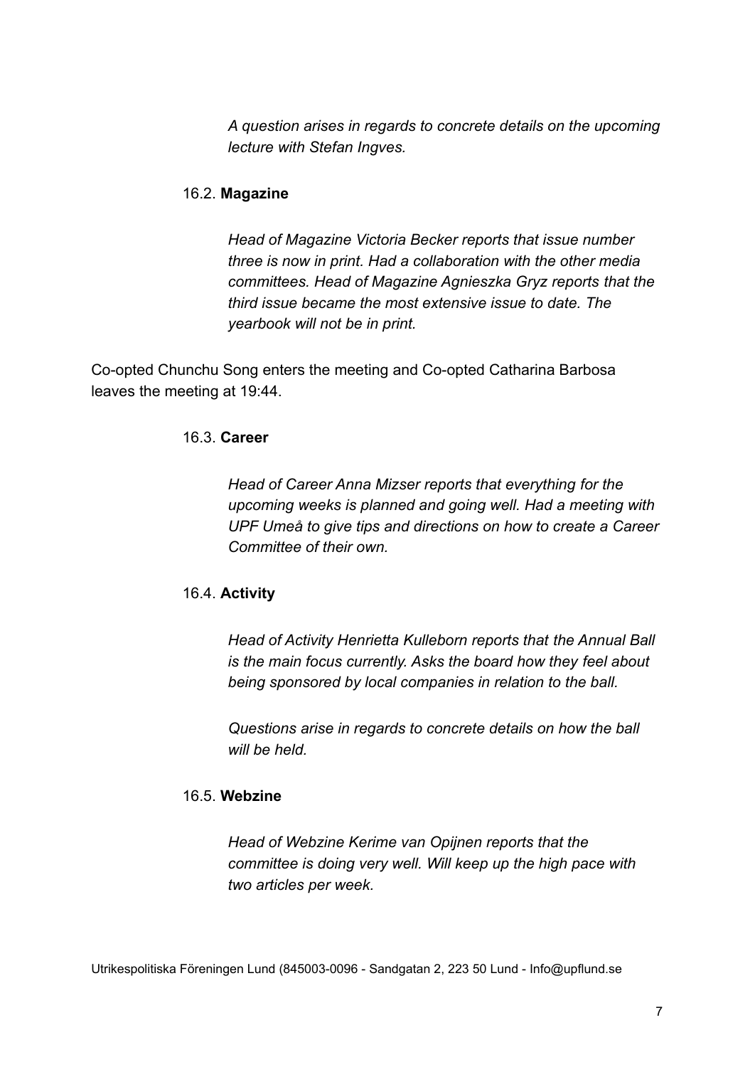*A question arises in regards to concrete details on the upcoming lecture with Stefan Ingves.*

16.2. **Magazine**

*Head of Magazine Victoria Becker reports that issue number three is now in print. Had a collaboration with the other media committees. Head of Magazine Agnieszka Gryz reports that the third issue became the most extensive issue to date. The yearbook will not be in print.*

Co-opted Chunchu Song enters the meeting and Co-opted Catharina Barbosa leaves the meeting at 19:44.

16.3. **Career**

*Head of Career Anna Mizser reports that everything for the upcoming weeks is planned and going well. Had a meeting with UPF Umeå to give tips and directions on how to create a Career Committee of their own.*

16.4. **Activity**

*Head of Activity Henrietta Kulleborn reports that the Annual Ball is the main focus currently. Asks the board how they feel about being sponsored by local companies in relation to the ball.*

*Questions arise in regards to concrete details on how the ball will be held.*

16.5. **Webzine**

*Head of Webzine Kerime van Opijnen reports that the committee is doing very well. Will keep up the high pace with two articles per week.*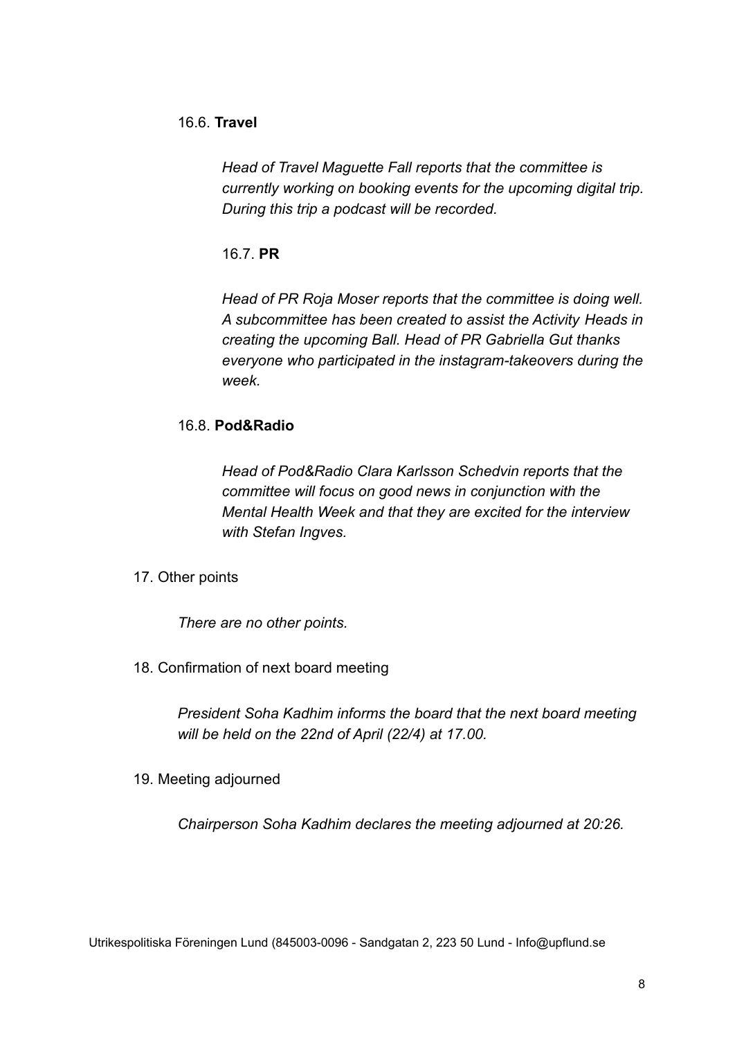16.6. **Travel**

*Head of Travel Maguette Fall reports that the committee is currently working on booking events for the upcoming digital trip. During this trip a podcast will be recorded.*

16.7. **PR**

*Head of PR Roja Moser reports that the committee is doing well. A subcommittee has been created to assist the Activity Heads in creating the upcoming Ball. Head of PR Gabriella Gut thanks everyone who participated in the instagram-takeovers during the week.*

16.8. **Pod&Radio**

*Head of Pod&Radio Clara Karlsson Schedvin reports that the committee will focus on good news in conjunction with the Mental Health Week and that they are excited for the interview with Stefan Ingves.*

17. Other points

*There are no other points.*

18. Confirmation of next board meeting

*President Soha Kadhim informs the board that the next board meeting will be held on the 22nd of April (22/4) at 17.00.*

19. Meeting adjourned

*Chairperson Soha Kadhim declares the meeting adjourned at 20:26.*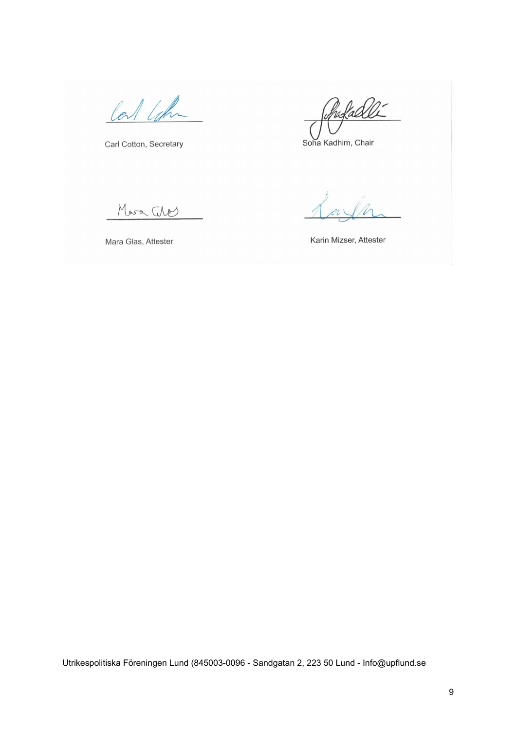Carl Cotton, Secretary

Soha Kadhim, Chair

Mara Glas, Attester

Karin Mizser, Attester

Utrikespolitiska Föreningen Lund (845003-0096 - Sandgatan 2, 223 50 Lund - Info@upflund.se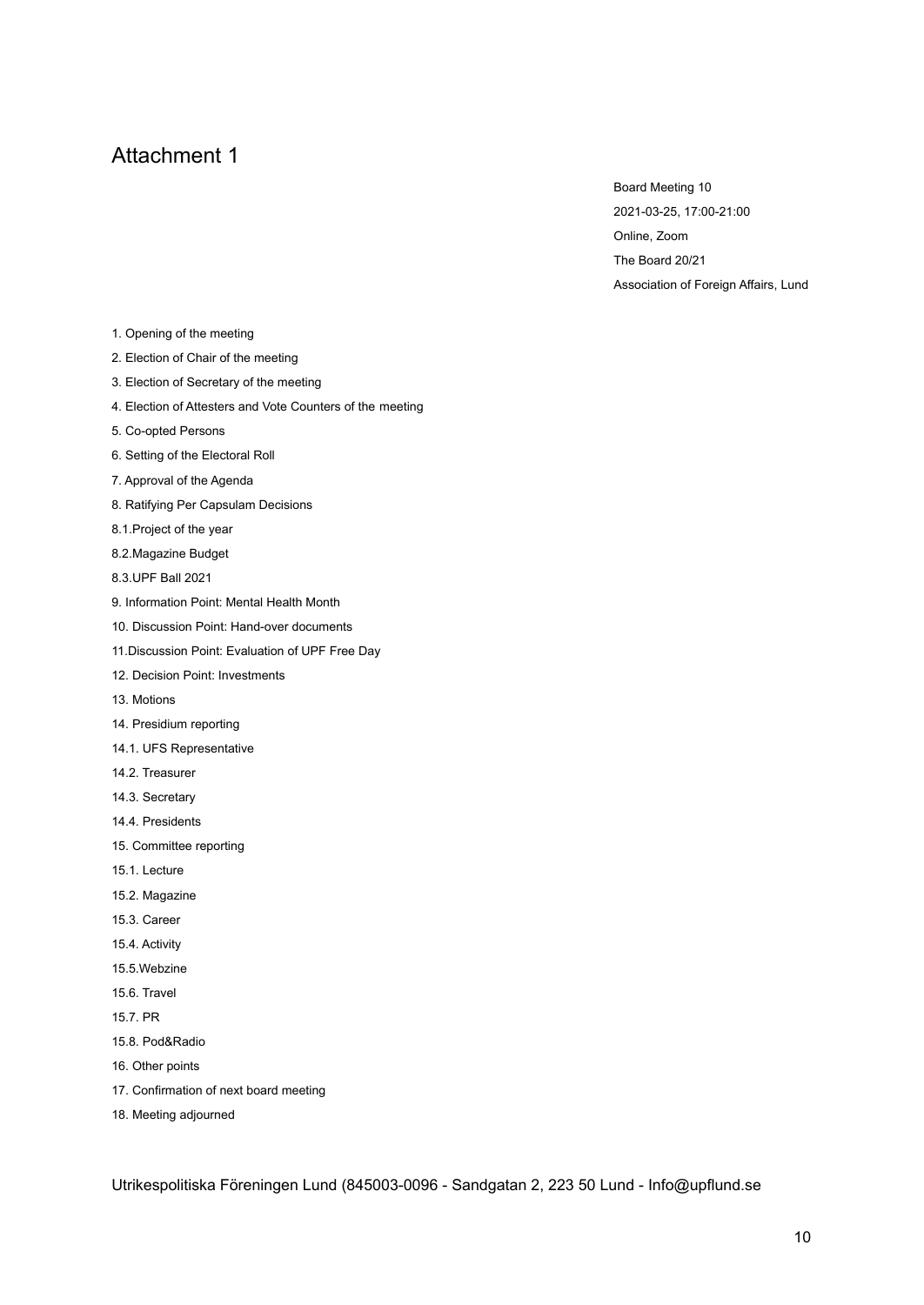# Attachment 1

Board Meeting 10

2021-03-25, 17:00-21:00

Online, Zoom

The Board 20/21

Association of Foreign Affairs, Lund

1. Opening of the meeting
2. Election of Chair of the meeting
3. Election of Secretary of the meeting
4. Election of Attesters and Vote Counters of the meeting
5. Co-opted Persons
6. Setting of the Electoral Roll
7. Approval of the Agenda
8. Ratifying Per Capsulam Decisions

8.1.Project of the year

8.2.Magazine Budget

8.3.UPF Ball 2021

9. Information Point: Mental Health Month
10. Discussion Point: Hand-over documents
11. Discussion Point: Evaluation of UPF Free Day
12. Decision Point: Investments
13. Motions
14. Presidium reporting

14.1. UFS Representative

14.2. Treasurer

14.3. Secretary

14.4. Presidents

15. Committee reporting

15.1. Lecture

15.2. Magazine

15.3. Career

15.4. Activity

15.5.Webzine

15.6. Travel

15.7. PR

15.8. Pod&Radio

16. Other points
17. Confirmation of next board meeting
18. Meeting adjourned

Utrikespolitiska Föreningen Lund (845003-0096 - Sandgatan 2, 223 50 Lund - Info@upflund.se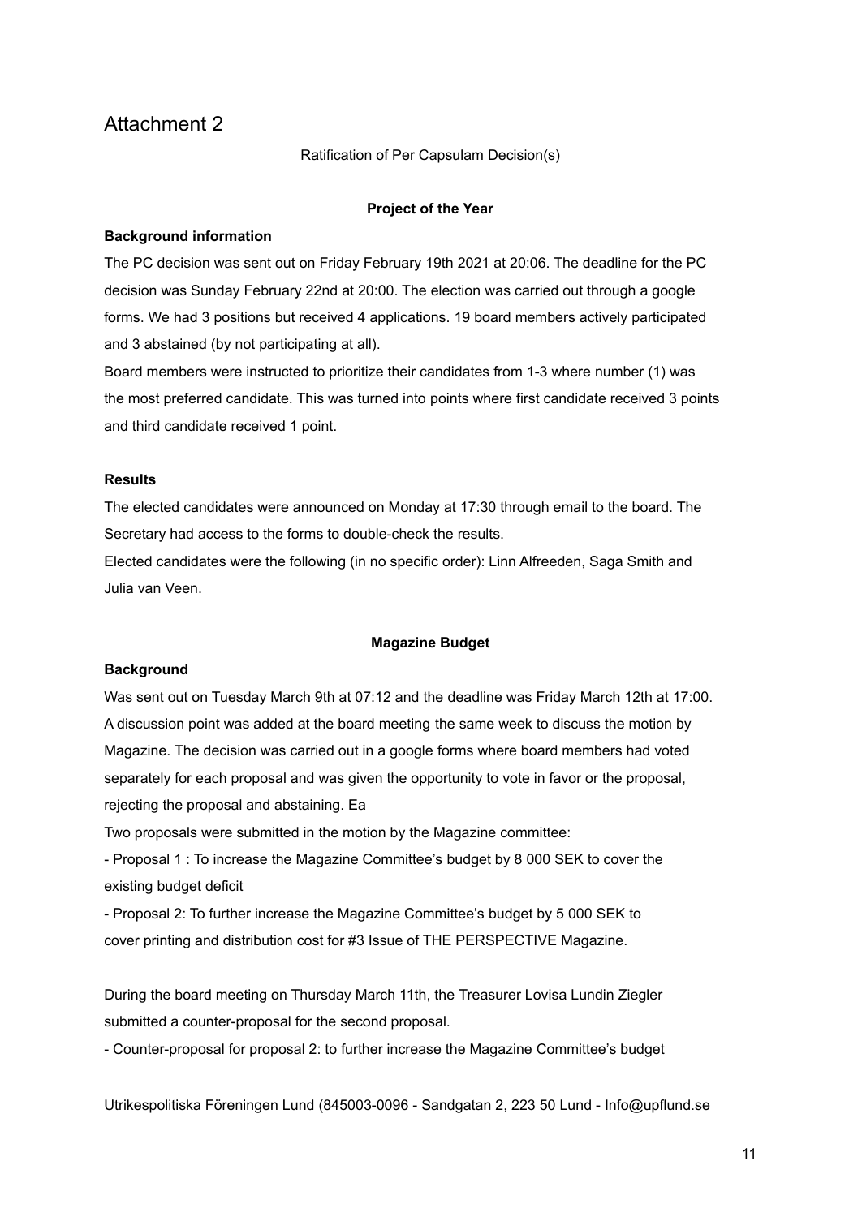# Attachment 2

Ratification of Per Capsulam Decision(s)

**Project of the Year**

**Background information**

The PC decision was sent out on Friday February 19th 2021 at 20:06. The deadline for the PC decision was Sunday February 22nd at 20:00. The election was carried out through a google forms. We had 3 positions but received 4 applications. 19 board members actively participated and 3 abstained (by not participating at all).

Board members were instructed to prioritize their candidates from 1-3 where number (1) was the most preferred candidate. This was turned into points where first candidate received 3 points and third candidate received 1 point.

**Results**

The elected candidates were announced on Monday at 17:30 through email to the board. The Secretary had access to the forms to double-check the results.

Elected candidates were the following (in no specific order): Linn Alfreeden, Saga Smith and Julia van Veen.

**Magazine Budget**

**Background**

Was sent out on Tuesday March 9th at 07:12 and the deadline was Friday March 12th at 17:00. A discussion point was added at the board meeting the same week to discuss the motion by Magazine. The decision was carried out in a google forms where board members had voted separately for each proposal and was given the opportunity to vote in favor or the proposal, rejecting the proposal and abstaining. Ea

Two proposals were submitted in the motion by the Magazine committee:

- Proposal 1 : To increase the Magazine Committee's budget by 8 000 SEK to cover the existing budget deficit
- Proposal 2: To further increase the Magazine Committee's budget by 5 000 SEK to cover printing and distribution cost for #3 Issue of THE PERSPECTIVE Magazine.

During the board meeting on Thursday March 11th, the Treasurer Lovisa Lundin Ziegler submitted a counter-proposal for the second proposal.

- Counter-proposal for proposal 2: to further increase the Magazine Committee's budget

Utrikespolitiska Föreningen Lund (845003-0096 - Sandgatan 2, 223 50 Lund - Info@upflund.se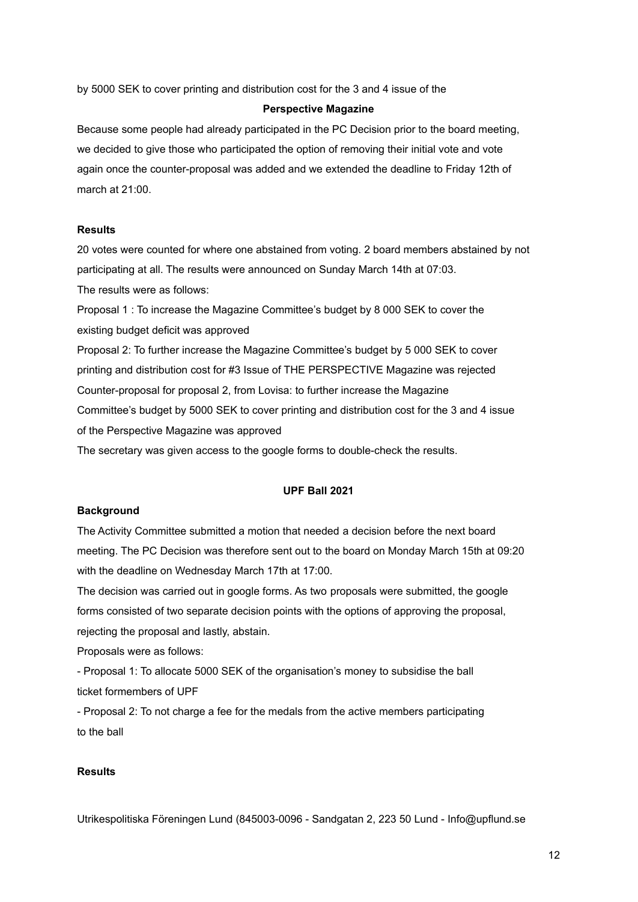by 5000 SEK to cover printing and distribution cost for the 3 and 4 issue of the

**Perspective Magazine**

Because some people had already participated in the PC Decision prior to the board meeting, we decided to give those who participated the option of removing their initial vote and vote again once the counter-proposal was added and we extended the deadline to Friday 12th of march at 21:00.

**Results**

20 votes were counted for where one abstained from voting. 2 board members abstained by not participating at all. The results were announced on Sunday March 14th at 07:03.

The results were as follows:

Proposal 1 : To increase the Magazine Committee's budget by 8 000 SEK to cover the existing budget deficit was approved

Proposal 2: To further increase the Magazine Committee's budget by 5 000 SEK to cover printing and distribution cost for #3 Issue of THE PERSPECTIVE Magazine was rejected

Counter-proposal for proposal 2, from Lovisa: to further increase the Magazine Committee's budget by 5000 SEK to cover printing and distribution cost for the 3 and 4 issue of the Perspective Magazine was approved

The secretary was given access to the google forms to double-check the results.

## UPF Ball 2021

**Background**

The Activity Committee submitted a motion that needed a decision before the next board meeting. The PC Decision was therefore sent out to the board on Monday March 15th at 09:20 with the deadline on Wednesday March 17th at 17:00.

The decision was carried out in google forms. As two proposals were submitted, the google forms consisted of two separate decision points with the options of approving the proposal, rejecting the proposal and lastly, abstain.

Proposals were as follows:

- Proposal 1: To allocate 5000 SEK of the organisation's money to subsidise the ball ticket formembers of UPF
- Proposal 2: To not charge a fee for the medals from the active members participating to the ball

**Results**

Utrikespolitiska Föreningen Lund (845003-0096 - Sandgatan 2, 223 50 Lund - Info@upflund.se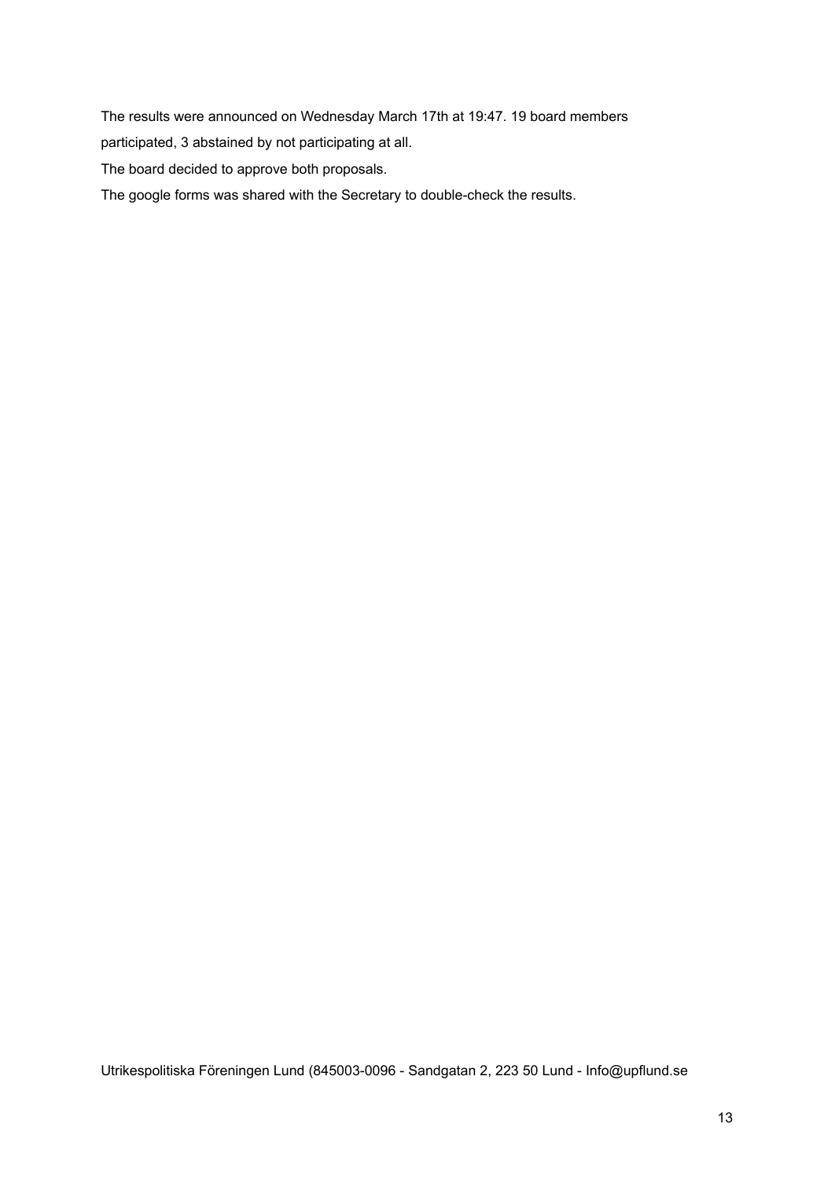The results were announced on Wednesday March 17th at 19:47. 19 board members participated, 3 abstained by not participating at all.

The board decided to approve both proposals.

The google forms was shared with the Secretary to double-check the results.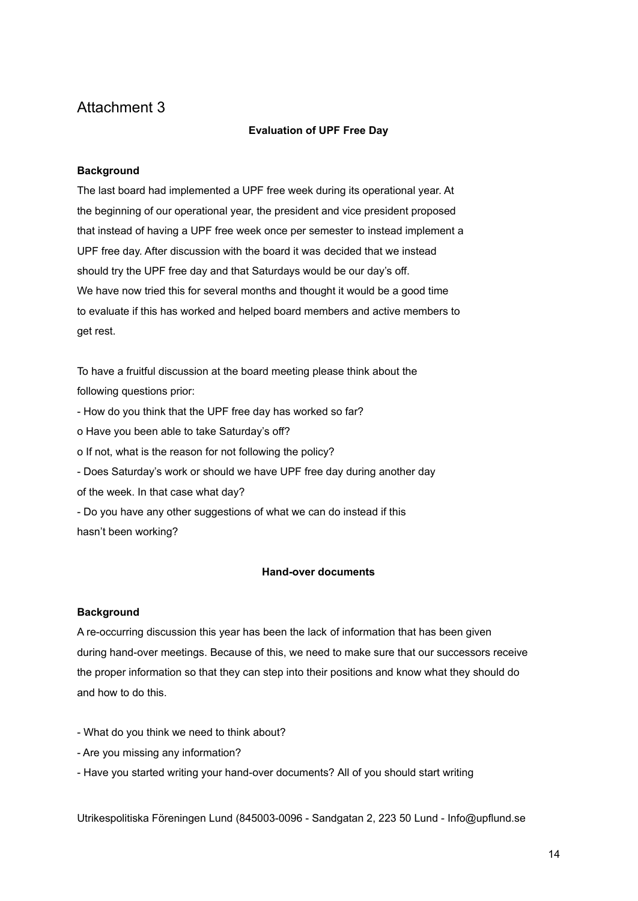# Attachment 3

**Evaluation of UPF Free Day**

**Background**

The last board had implemented a UPF free week during its operational year. At the beginning of our operational year, the president and vice president proposed that instead of having a UPF free week once per semester to instead implement a UPF free day. After discussion with the board it was decided that we instead should try the UPF free day and that Saturdays would be our day's off.
We have now tried this for several months and thought it would be a good time to evaluate if this has worked and helped board members and active members to get rest.

To have a fruitful discussion at the board meeting please think about the following questions prior:

- How do you think that the UPF free day has worked so far?
  - o Have you been able to take Saturday's off?
  - o If not, what is the reason for not following the policy?
- Does Saturday's work or should we have UPF free day during another day of the week. In that case what day?
- Do you have any other suggestions of what we can do instead if this hasn't been working?

**Hand-over documents**

**Background**

A re-occurring discussion this year has been the lack of information that has been given during hand-over meetings. Because of this, we need to make sure that our successors receive the proper information so that they can step into their positions and know what they should do and how to do this.

- What do you think we need to think about?
- Are you missing any information?
- Have you started writing your hand-over documents? All of you should start writing

Utrikespolitiska Föreningen Lund (845003-0096 - Sandgatan 2, 223 50 Lund - Info@upflund.se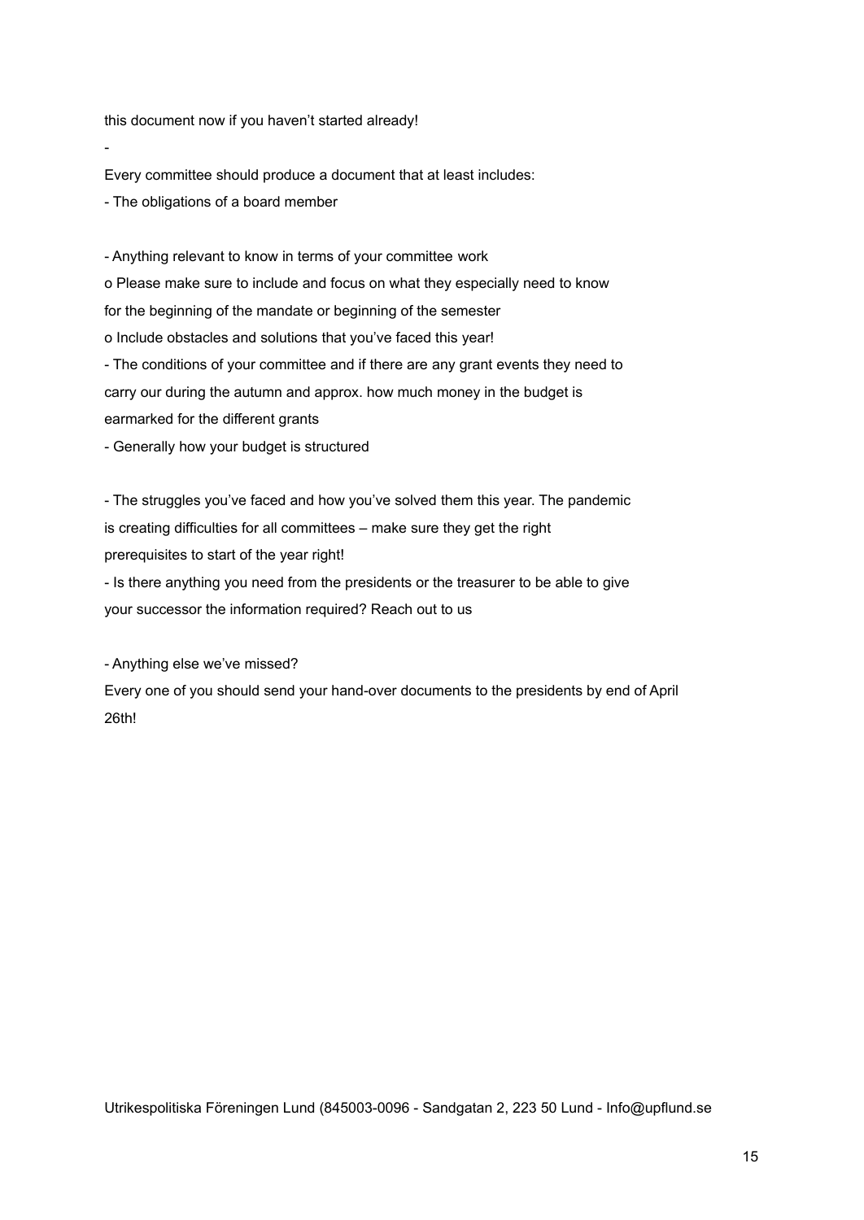this document now if you haven't started already!

-

Every committee should produce a document that at least includes:

- The obligations of a board member

- Anything relevant to know in terms of your committee work
  - o Please make sure to include and focus on what they especially need to know for the beginning of the mandate or beginning of the semester
  - o Include obstacles and solutions that you've faced this year!
- The conditions of your committee and if there are any grant events they need to carry our during the autumn and approx. how much money in the budget is earmarked for the different grants
- Generally how your budget is structured

- The struggles you've faced and how you've solved them this year. The pandemic is creating difficulties for all committees – make sure they get the right prerequisites to start of the year right!
- Is there anything you need from the presidents or the treasurer to be able to give your successor the information required? Reach out to us

- Anything else we've missed?

Every one of you should send your hand-over documents to the presidents by end of April 26th!

Utrikespolitiska Föreningen Lund (845003-0096 - Sandgatan 2, 223 50 Lund - Info@upflund.se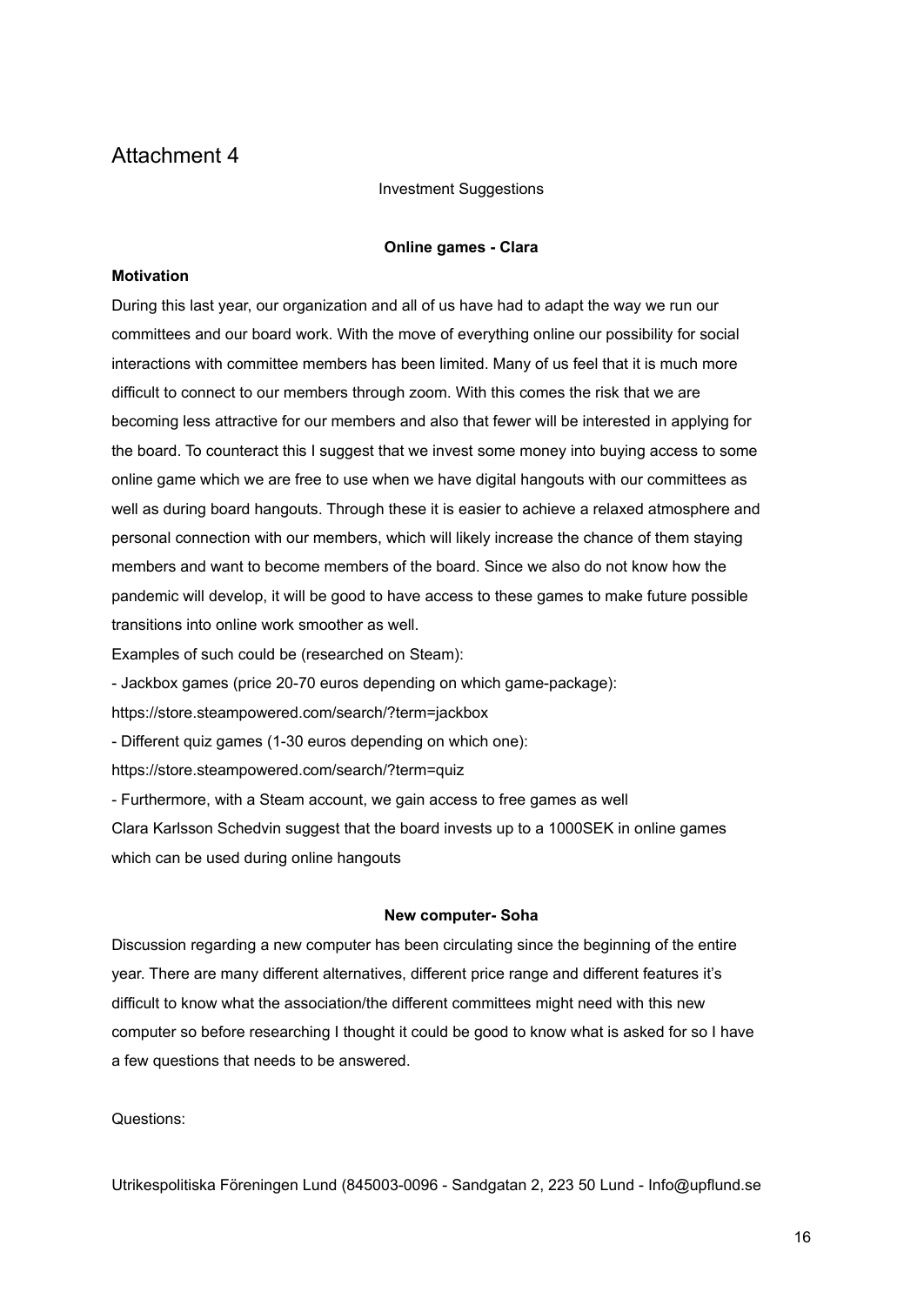# Attachment 4

Investment Suggestions

**Online games - Clara**

**Motivation**

During this last year, our organization and all of us have had to adapt the way we run our committees and our board work. With the move of everything online our possibility for social interactions with committee members has been limited. Many of us feel that it is much more difficult to connect to our members through zoom. With this comes the risk that we are becoming less attractive for our members and also that fewer will be interested in applying for the board. To counteract this I suggest that we invest some money into buying access to some online game which we are free to use when we have digital hangouts with our committees as well as during board hangouts. Through these it is easier to achieve a relaxed atmosphere and personal connection with our members, which will likely increase the chance of them staying members and want to become members of the board. Since we also do not know how the pandemic will develop, it will be good to have access to these games to make future possible transitions into online work smoother as well.

Examples of such could be (researched on Steam):

- Jackbox games (price 20-70 euros depending on which game-package): https://store.steampowered.com/search/?term=jackbox
- Different quiz games (1-30 euros depending on which one): https://store.steampowered.com/search/?term=quiz
- Furthermore, with a Steam account, we gain access to free games as well

Clara Karlsson Schedvin suggest that the board invests up to a 1000SEK in online games which can be used during online hangouts

**New computer- Soha**

Discussion regarding a new computer has been circulating since the beginning of the entire year. There are many different alternatives, different price range and different features it's difficult to know what the association/the different committees might need with this new computer so before researching I thought it could be good to know what is asked for so I have a few questions that needs to be answered.

Questions:

Utrikespolitiska Föreningen Lund (845003-0096 - Sandgatan 2, 223 50 Lund - Info@upflund.se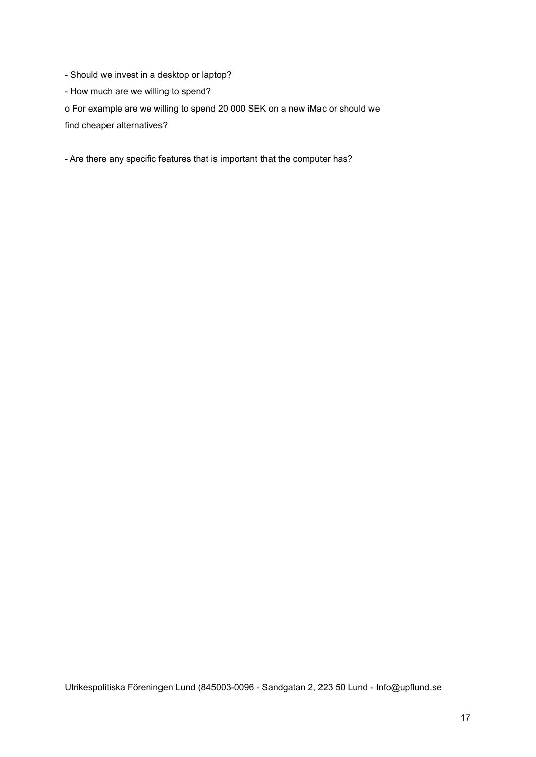- Should we invest in a desktop or laptop?
- How much are we willing to spend?
    - For example are we willing to spend 20 000 SEK on a new iMac or should we find cheaper alternatives?

- Are there any specific features that is important that the computer has?